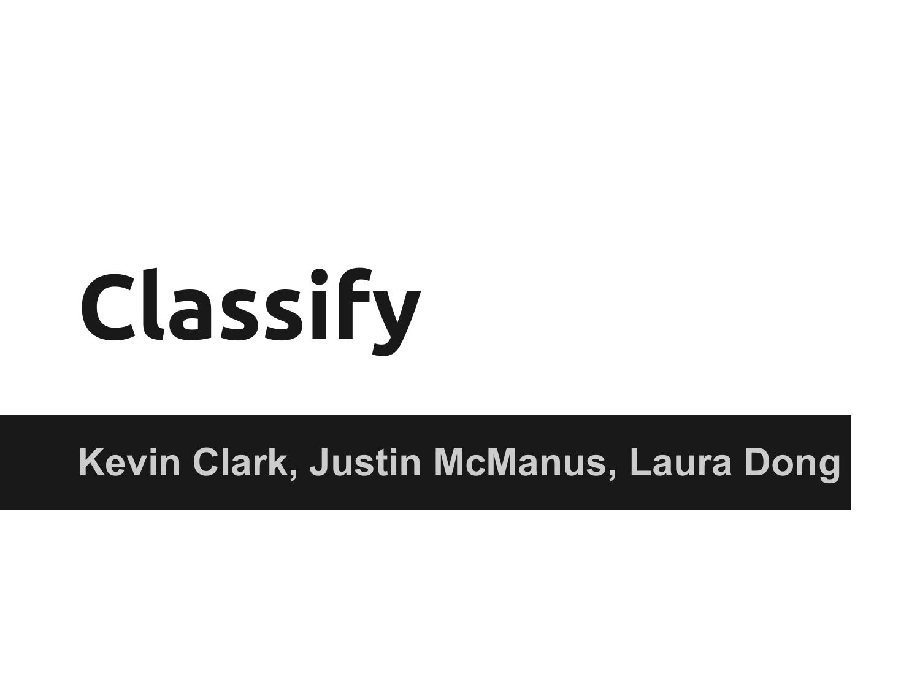# Classify

**Kevin Clark, Justin McManus, Laura Dong**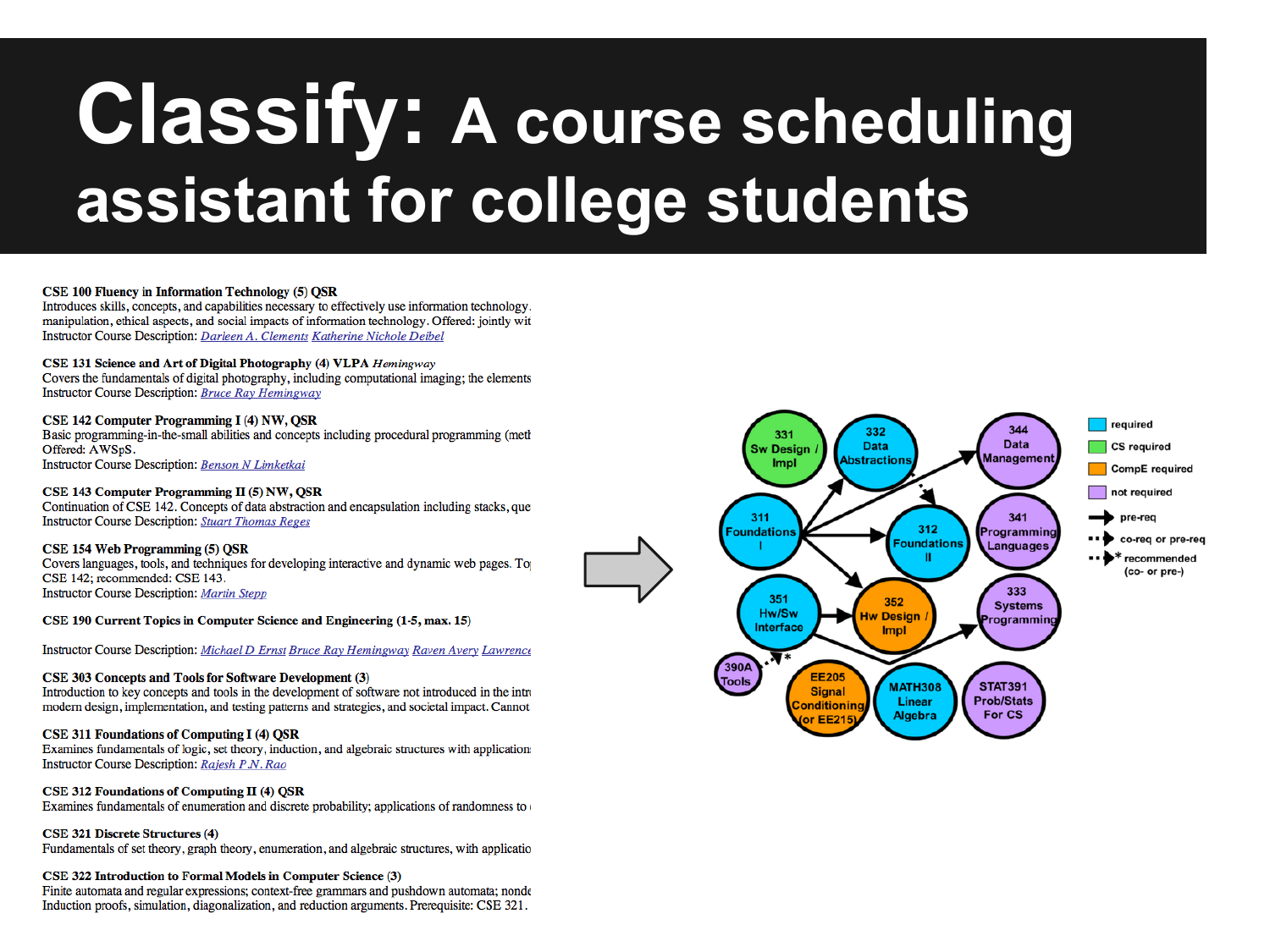# Classify: A course scheduling assistant for college students

**CSE 100 Fluency in Information Technology (5) QSR**
Introduces skills, concepts, and capabilities necessary to effectively use information technology. manipulation, ethical aspects, and social impacts of information technology. Offered: jointly wit
Instructor Course Description: Darleen A. Clements Katherine Nichole Deibel

**CSE 131 Science and Art of Digital Photography (4) VLPA** *Hemingway*
Covers the fundamentals of digital photography, including computational imaging; the elements
Instructor Course Description: Bruce Ray Hemingway

**CSE 142 Computer Programming I (4) NW, QSR**
Basic programming-in-the-small abilities and concepts including procedural programming (meth
Offered: AWSpS.
Instructor Course Description: Benson N Limketkai

**CSE 143 Computer Programming II (5) NW, QSR**
Continuation of CSE 142. Concepts of data abstraction and encapsulation including stacks, que
Instructor Course Description: Stuart Thomas Reges

**CSE 154 Web Programming (5) QSR**
Covers languages, tools, and techniques for developing interactive and dynamic web pages. To
CSE 142; recommended: CSE 143.
Instructor Course Description: Martin Stepp

**CSE 190 Current Topics in Computer Science and Engineering (1-5, max. 15)**

Instructor Course Description: Michael D Ernst Bruce Ray Hemingway Raven Avery Lawrence

**CSE 303 Concepts and Tools for Software Development (3)**
Introduction to key concepts and tools in the development of software not introduced in the intr
modern design, implementation, and testing patterns and strategies, and societal impact. Cannot

**CSE 311 Foundations of Computing I (4) QSR**
Examines fundamentals of logic, set theory, induction, and algebraic structures with application
Instructor Course Description: Rajesh P.N. Rao

**CSE 312 Foundations of Computing II (4) QSR**
Examines fundamentals of enumeration and discrete probability; applications of randomness to

**CSE 321 Discrete Structures (4)**
Fundamentals of set theory, graph theory, enumeration, and algebraic structures, with applicatio

**CSE 322 Introduction to Formal Models in Computer Science (3)**
Finite automata and regular expressions; context-free grammars and pushdown automata; nonde
Induction proofs, simulation, diagonalization, and reduction arguments. Prerequisite: CSE 321.

331 Sw Design / Impl; 332 Data Abstractions; 344 Data Management; 311 Foundations I; 312 Foundations II; 341 Programming Languages; 351 Hw/Sw Interface; 352 Hw Design / Impl; 333 Systems Programming; 390A Tools; EE205 Signal Conditioning (or EE215); MATH308 Linear Algebra; STAT391 Prob/Stats For CS

Legend: required; CS required; CompE required; not required; pre-req; co-req or pre-req; * recommended (co- or pre-)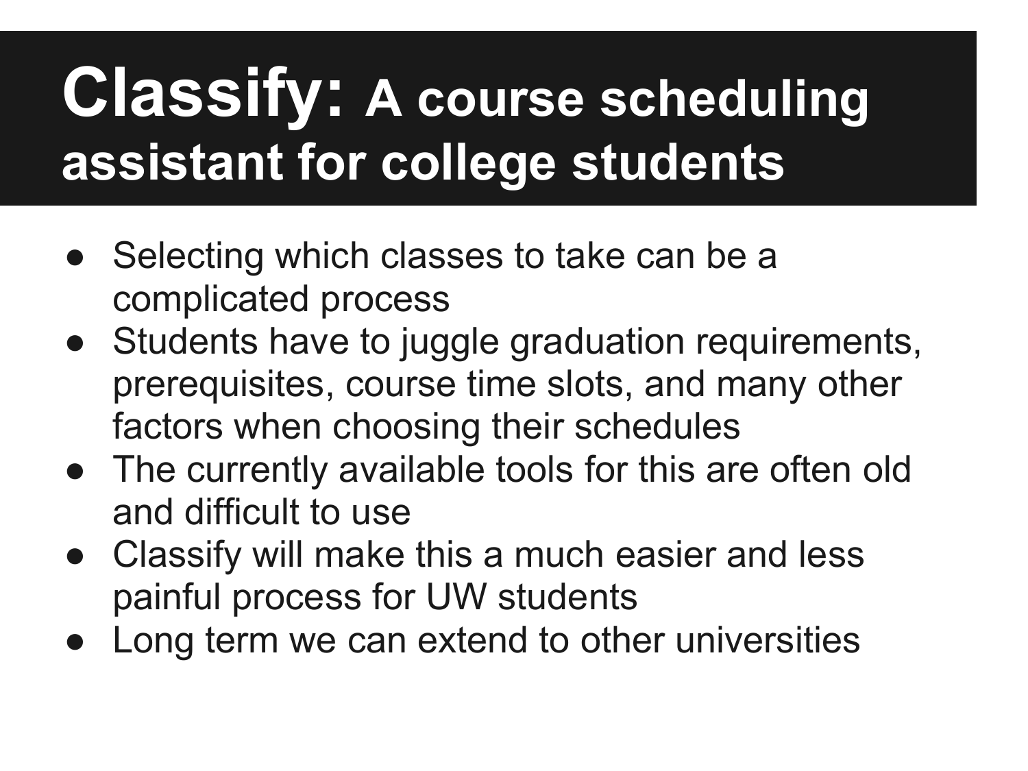# **Classify:** A course scheduling assistant for college students

- Selecting which classes to take can be a complicated process
- Students have to juggle graduation requirements, prerequisites, course time slots, and many other factors when choosing their schedules
- The currently available tools for this are often old and difficult to use
- Classify will make this a much easier and less painful process for UW students
- Long term we can extend to other universities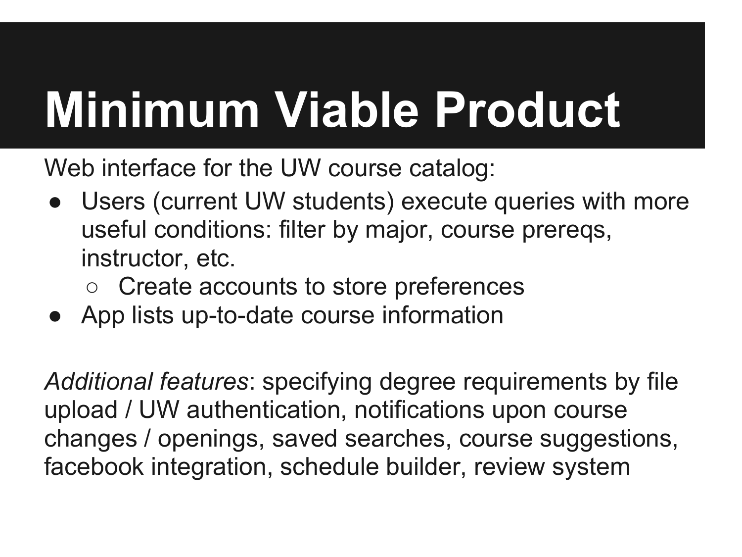# Minimum Viable Product

Web interface for the UW course catalog:

- Users (current UW students) execute queries with more useful conditions: filter by major, course prereqs, instructor, etc.
  - Create accounts to store preferences
- App lists up-to-date course information

*Additional features*: specifying degree requirements by file upload / UW authentication, notifications upon course changes / openings, saved searches, course suggestions, facebook integration, schedule builder, review system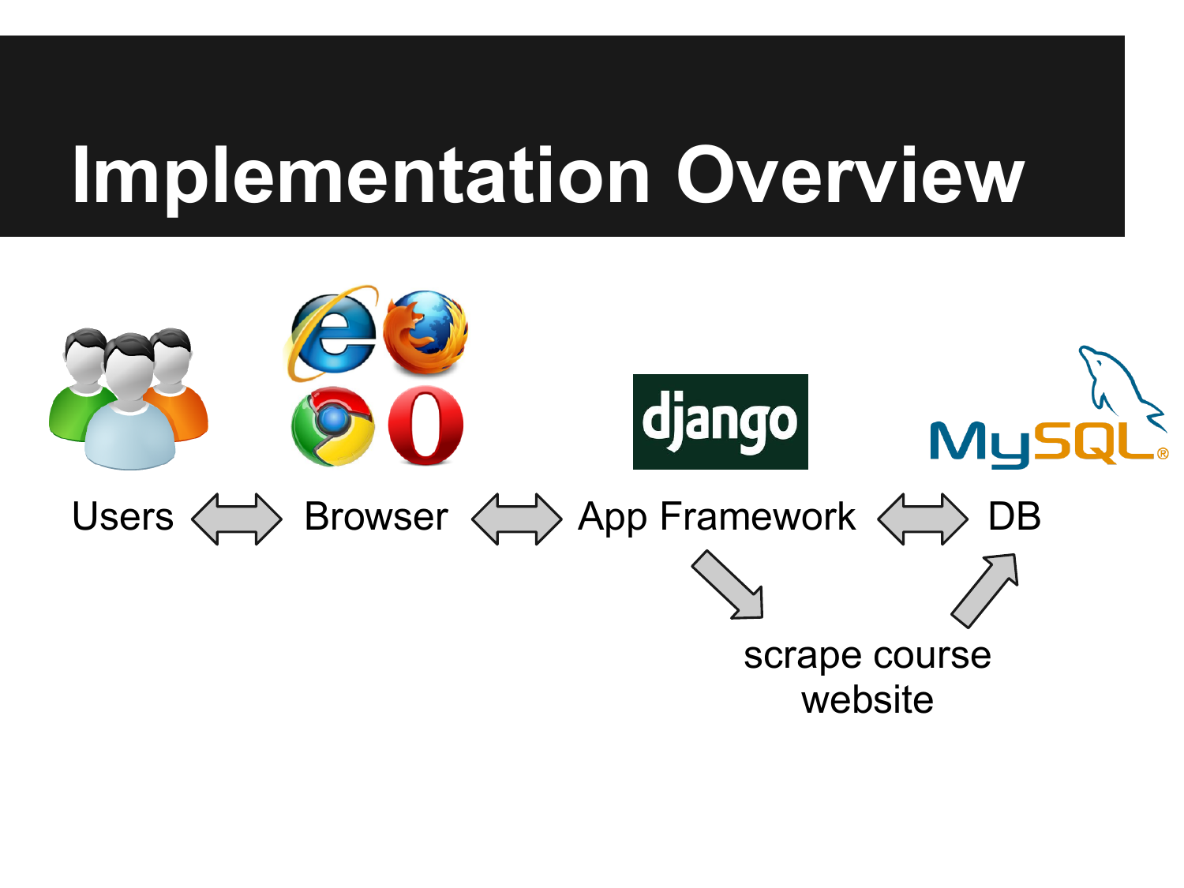# Implementation Overview

Users ⟺ Browser ⟺ App Framework ⟺ DB

scrape course website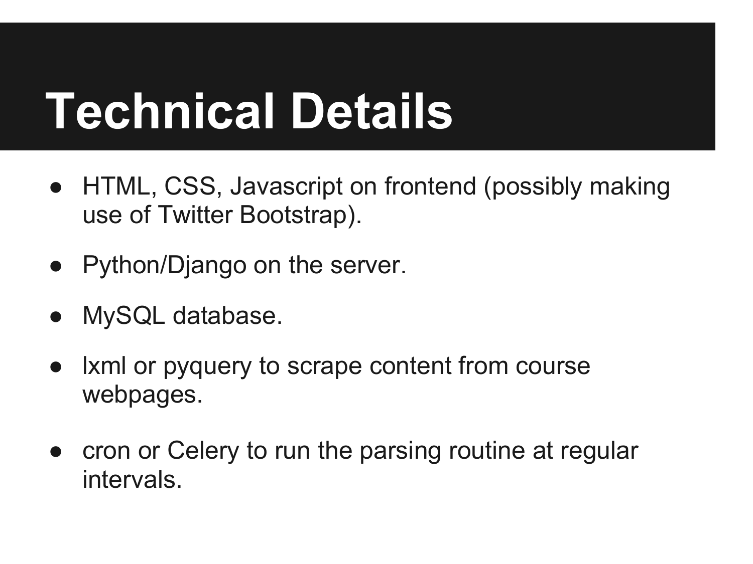# Technical Details

- HTML, CSS, Javascript on frontend (possibly making use of Twitter Bootstrap).
- Python/Django on the server.
- MySQL database.
- lxml or pyquery to scrape content from course webpages.
- cron or Celery to run the parsing routine at regular intervals.